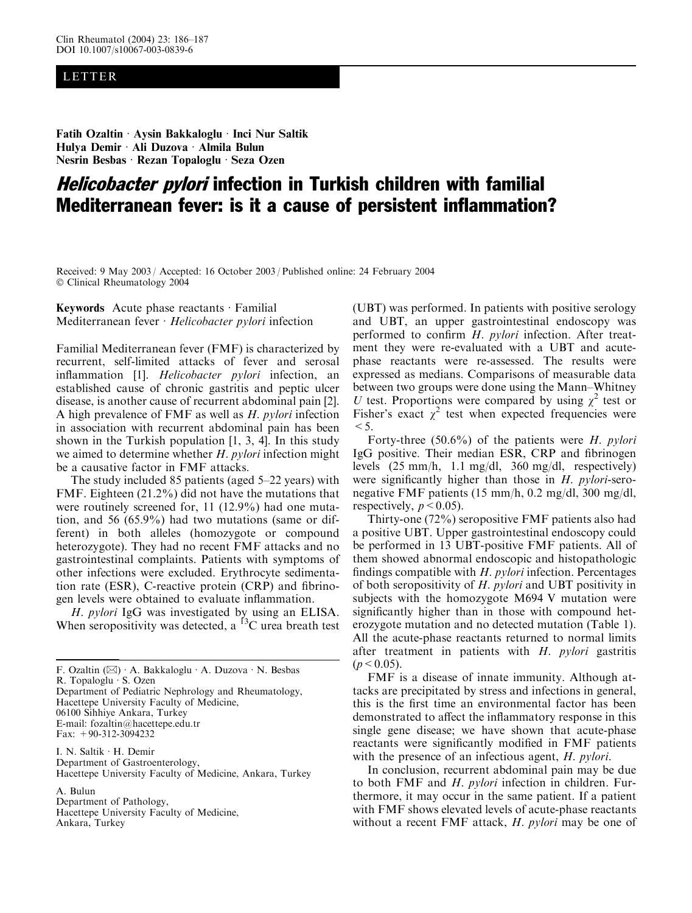LETTER

**Fatih Ozaltin · Aysin Bakkaloglu · Inci Nur Saltik**
**Hulya Demir · Ali Duzova · Almila Bulun**
**Nesrin Besbas · Rezan Topaloglu · Seza Ozen**

# *Helicobacter pylori* infection in Turkish children with familial Mediterranean fever: is it a cause of persistent inflammation?

Received: 9 May 2003 / Accepted: 16 October 2003 / Published online: 24 February 2004
© Clinical Rheumatology 2004

**Keywords** Acute phase reactants · Familial Mediterranean fever · *Helicobacter pylori* infection

Familial Mediterranean fever (FMF) is characterized by recurrent, self-limited attacks of fever and serosal inflammation [1]. *Helicobacter pylori* infection, an established cause of chronic gastritis and peptic ulcer disease, is another cause of recurrent abdominal pain [2]. A high prevalence of FMF as well as *H. pylori* infection in association with recurrent abdominal pain has been shown in the Turkish population [1, 3, 4]. In this study we aimed to determine whether *H. pylori* infection might be a causative factor in FMF attacks.

The study included 85 patients (aged 5–22 years) with FMF. Eighteen (21.2%) did not have the mutations that were routinely screened for, 11 (12.9%) had one mutation, and 56 (65.9%) had two mutations (same or different) in both alleles (homozygote or compound heterozygote). They had no recent FMF attacks and no gastrointestinal complaints. Patients with symptoms of other infections were excluded. Erythrocyte sedimentation rate (ESR), C-reactive protein (CRP) and fibrinogen levels were obtained to evaluate inflammation.

*H. pylori* IgG was investigated by using an ELISA. When seropositivity was detected, a $^{13}C$ urea breath test (UBT) was performed. In patients with positive serology and UBT, an upper gastrointestinal endoscopy was performed to confirm *H. pylori* infection. After treatment they were re-evaluated with a UBT and acute-phase reactants were re-assessed. The results were expressed as medians. Comparisons of measurable data between two groups were done using the Mann–Whitney *U* test. Proportions were compared by using $\chi^2$ test or Fisher's exact $\chi^2$ test when expected frequencies were $<5$.

Forty-three (50.6%) of the patients were *H. pylori* IgG positive. Their median ESR, CRP and fibrinogen levels (25 mm/h, 1.1 mg/dl, 360 mg/dl, respectively) were significantly higher than those in *H. pylori*-seronegative FMF patients (15 mm/h, 0.2 mg/dl, 300 mg/dl, respectively, $p<0.05$).

Thirty-one (72%) seropositive FMF patients also had a positive UBT. Upper gastrointestinal endoscopy could be performed in 13 UBT-positive FMF patients. All of them showed abnormal endoscopic and histopathologic findings compatible with *H. pylori* infection. Percentages of both seropositivity of *H. pylori* and UBT positivity in subjects with the homozygote M694 V mutation were significantly higher than in those with compound heterozygote mutation and no detected mutation (Table 1). All the acute-phase reactants returned to normal limits after treatment in patients with *H. pylori* gastritis ($p<0.05$).

FMF is a disease of innate immunity. Although attacks are precipitated by stress and infections in general, this is the first time an environmental factor has been demonstrated to affect the inflammatory response in this single gene disease; we have shown that acute-phase reactants were significantly modified in FMF patients with the presence of an infectious agent, *H. pylori*.

In conclusion, recurrent abdominal pain may be due to both FMF and *H. pylori* infection in children. Furthermore, it may occur in the same patient. If a patient with FMF shows elevated levels of acute-phase reactants without a recent FMF attack, *H. pylori* may be one of

F. Ozaltin (✉) · A. Bakkaloglu · A. Duzova · N. Besbas
R. Topaloglu · S. Ozen
Department of Pediatric Nephrology and Rheumatology,
Hacettepe University Faculty of Medicine,
06100 Sihhiye Ankara, Turkey
E-mail: fozaltin@hacettepe.edu.tr
Fax: +90-312-3094232

I. N. Saltik · H. Demir
Department of Gastroenterology,
Hacettepe University Faculty of Medicine, Ankara, Turkey

A. Bulun
Department of Pathology,
Hacettepe University Faculty of Medicine,
Ankara, Turkey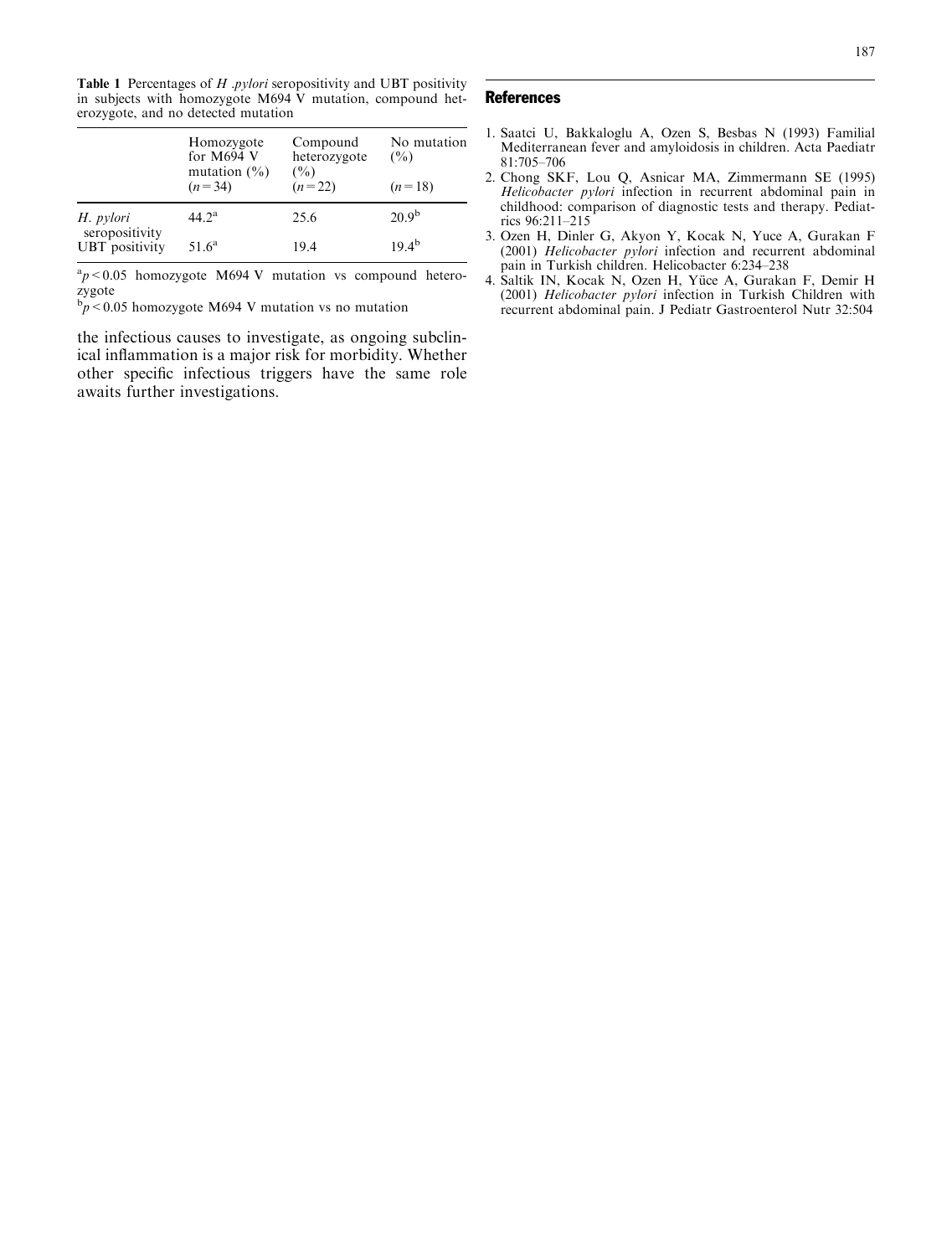**Table 1** Percentages of *H .pylori* seropositivity and UBT positivity in subjects with homozygote M694 V mutation, compound heterozygote, and no detected mutation

| | Homozygote for M694 V mutation (%) ($n=34$) | Compound heterozygote (%) ($n=22$) | No mutation (%) ($n=18$) |
|---|---|---|---|
| *H. pylori* seropositivity | 44.2[a] | 25.6 | 20.9[b] |
| UBT positivity | 51.6[a] | 19.4 | 19.4[b] |

[a] $p<0.05$ homozygote M694 V mutation vs compound heterozygote

[b] $p<0.05$ homozygote M694 V mutation vs no mutation

the infectious causes to investigate, as ongoing subclinical inflammation is a major risk for morbidity. Whether other specific infectious triggers have the same role awaits further investigations.

## References

1. Saatci U, Bakkaloglu A, Ozen S, Besbas N (1993) Familial Mediterranean fever and amyloidosis in children. Acta Paediatr 81:705–706
2. Chong SKF, Lou Q, Asnicar MA, Zimmermann SE (1995) *Helicobacter pylori* infection in recurrent abdominal pain in childhood: comparison of diagnostic tests and therapy. Pediatrics 96:211–215
3. Ozen H, Dinler G, Akyon Y, Kocak N, Yuce A, Gurakan F (2001) *Helicobacter pylori* infection and recurrent abdominal pain in Turkish children. Helicobacter 6:234–238
4. Saltik IN, Kocak N, Ozen H, Yüce A, Gurakan F, Demir H (2001) *Helicobacter pylori* infection in Turkish Children with recurrent abdominal pain. J Pediatr Gastroenterol Nutr 32:504